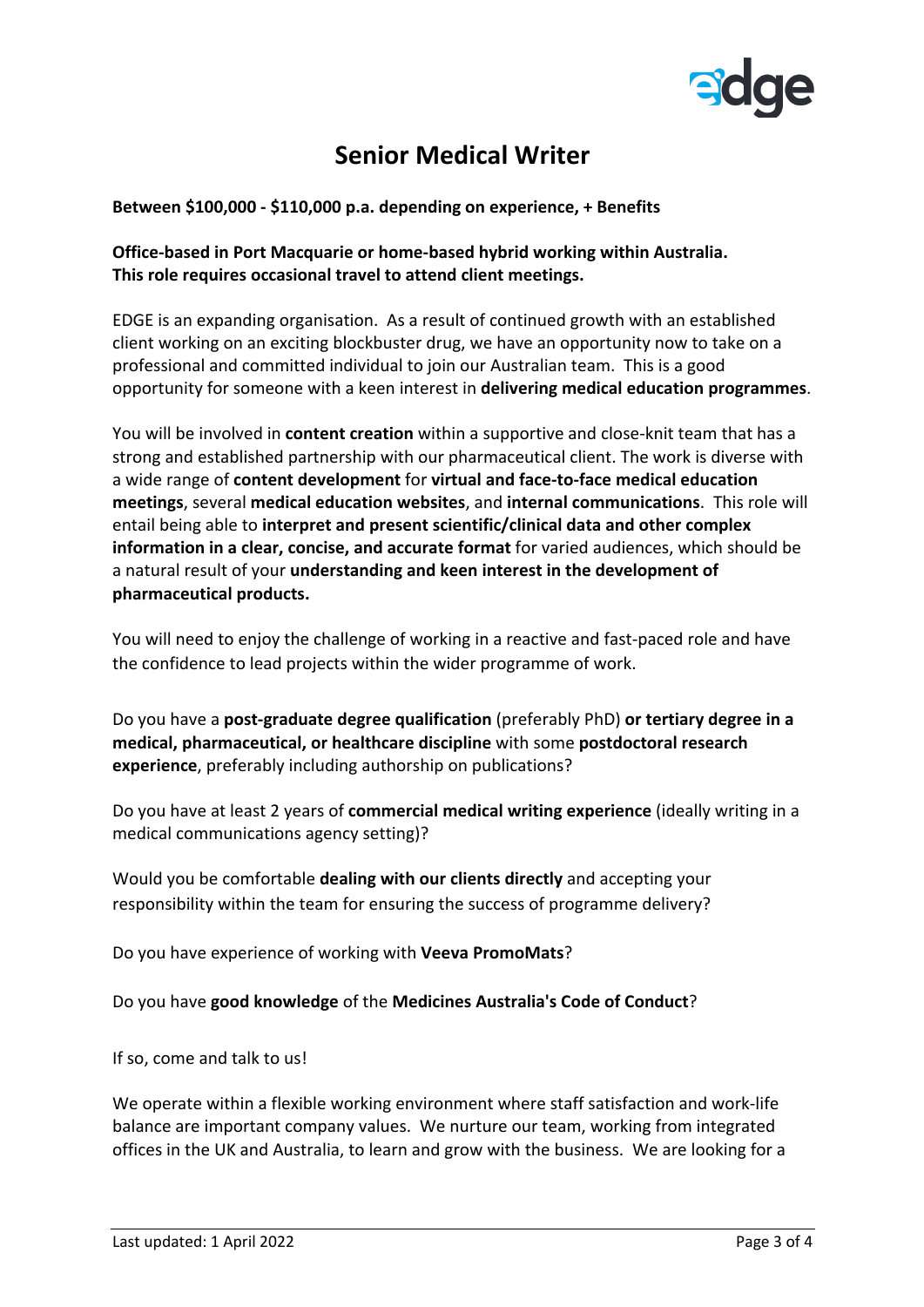# Senior Medical Writer

**Between $100,000 - $110,000 p.a. depending on experience, + Benefits**

**Office-based in Port Macquarie or home-based hybrid working within Australia.**
**This role requires occasional travel to attend client meetings.**

EDGE is an expanding organisation. As a result of continued growth with an established client working on an exciting blockbuster drug, we have an opportunity now to take on a professional and committed individual to join our Australian team. This is a good opportunity for someone with a keen interest in **delivering medical education programmes**.

You will be involved in **content creation** within a supportive and close-knit team that has a strong and established partnership with our pharmaceutical client. The work is diverse with a wide range of **content development** for **virtual and face-to-face medical education meetings**, several **medical education websites**, and **internal communications**. This role will entail being able to **interpret and present scientific/clinical data and other complex information in a clear, concise, and accurate format** for varied audiences, which should be a natural result of your **understanding and keen interest in the development of pharmaceutical products.**

You will need to enjoy the challenge of working in a reactive and fast-paced role and have the confidence to lead projects within the wider programme of work.

Do you have a **post-graduate degree qualification** (preferably PhD) **or tertiary degree in a medical, pharmaceutical, or healthcare discipline** with some **postdoctoral research experience**, preferably including authorship on publications?

Do you have at least 2 years of **commercial medical writing experience** (ideally writing in a medical communications agency setting)?

Would you be comfortable **dealing with our clients directly** and accepting your responsibility within the team for ensuring the success of programme delivery?

Do you have experience of working with **Veeva PromoMats**?

Do you have **good knowledge** of the **Medicines Australia's Code of Conduct**?

If so, come and talk to us!

We operate within a flexible working environment where staff satisfaction and work-life balance are important company values. We nurture our team, working from integrated offices in the UK and Australia, to learn and grow with the business. We are looking for a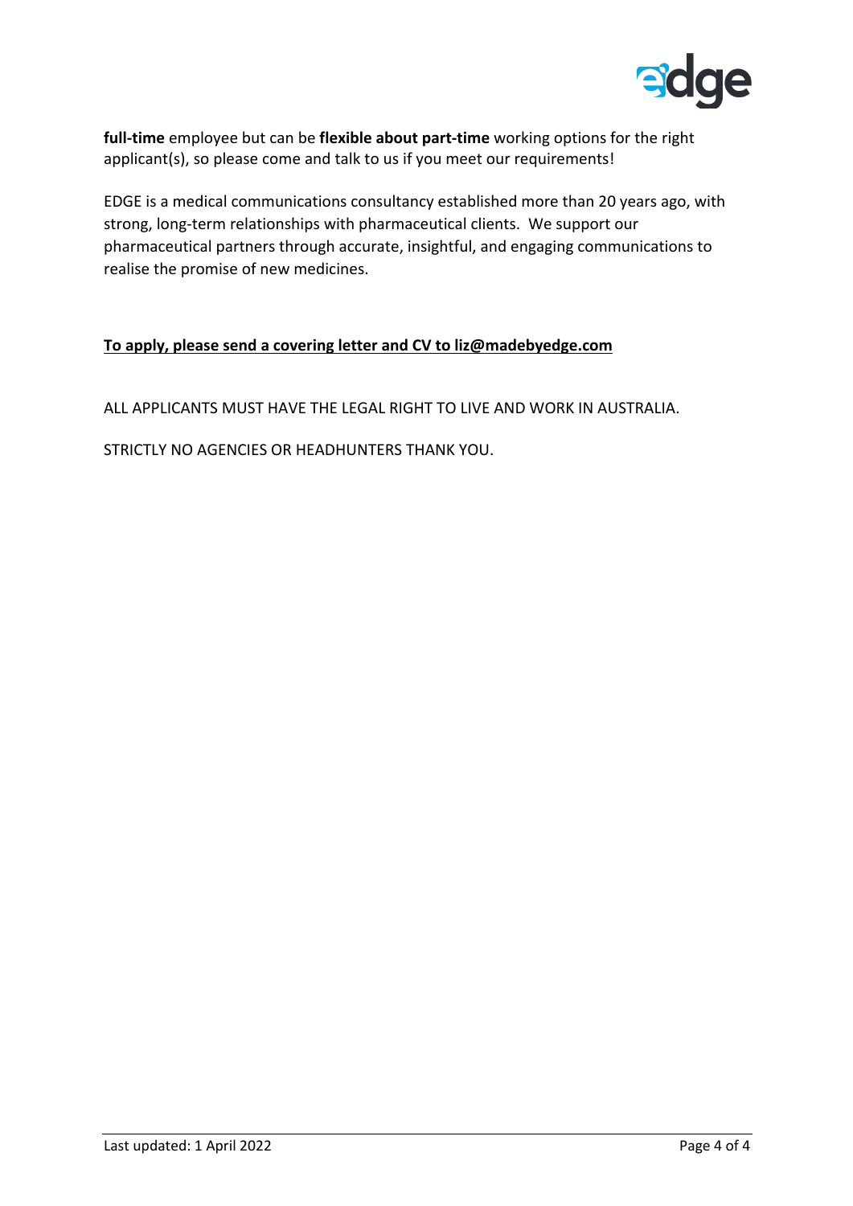**full-time** employee but can be **flexible about part-time** working options for the right applicant(s), so please come and talk to us if you meet our requirements!

EDGE is a medical communications consultancy established more than 20 years ago, with strong, long-term relationships with pharmaceutical clients. We support our pharmaceutical partners through accurate, insightful, and engaging communications to realise the promise of new medicines.

**To apply, please send a covering letter and CV to liz@madebyedge.com**

ALL APPLICANTS MUST HAVE THE LEGAL RIGHT TO LIVE AND WORK IN AUSTRALIA.

STRICTLY NO AGENCIES OR HEADHUNTERS THANK YOU.

Last updated: 1 April 2022